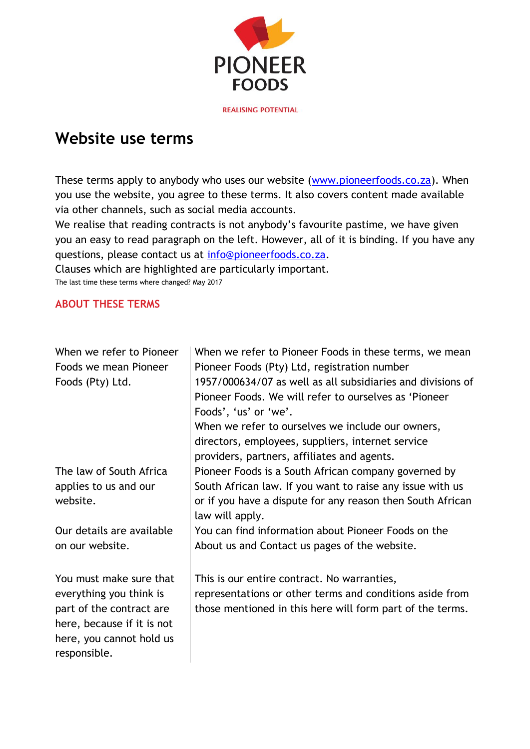PIONEER FOODS

REALISING POTENTIAL

# Website use terms

These terms apply to anybody who uses our website (www.pioneerfoods.co.za). When you use the website, you agree to these terms. It also covers content made available via other channels, such as social media accounts.
We realise that reading contracts is not anybody's favourite pastime, we have given you an easy to read paragraph on the left. However, all of it is binding. If you have any questions, please contact us at info@pioneerfoods.co.za.
Clauses which are highlighted are particularly important.
The last time these terms where changed? May 2017

## ABOUT THESE TERMS

| | |
|---|---|
| When we refer to Pioneer Foods we mean Pioneer Foods (Pty) Ltd. | When we refer to Pioneer Foods in these terms, we mean Pioneer Foods (Pty) Ltd, registration number 1957/000634/07 as well as all subsidiaries and divisions of Pioneer Foods. We will refer to ourselves as 'Pioneer Foods', 'us' or 'we'. When we refer to ourselves we include our owners, directors, employees, suppliers, internet service providers, partners, affiliates and agents. |
| The law of South Africa applies to us and our website. | Pioneer Foods is a South African company governed by South African law. If you want to raise any issue with us or if you have a dispute for any reason then South African law will apply. |
| Our details are available on our website. | You can find information about Pioneer Foods on the About us and Contact us pages of the website. |
| You must make sure that everything you think is part of the contract are here, because if it is not here, you cannot hold us responsible. | This is our entire contract. No warranties, representations or other terms and conditions aside from those mentioned in this here will form part of the terms. |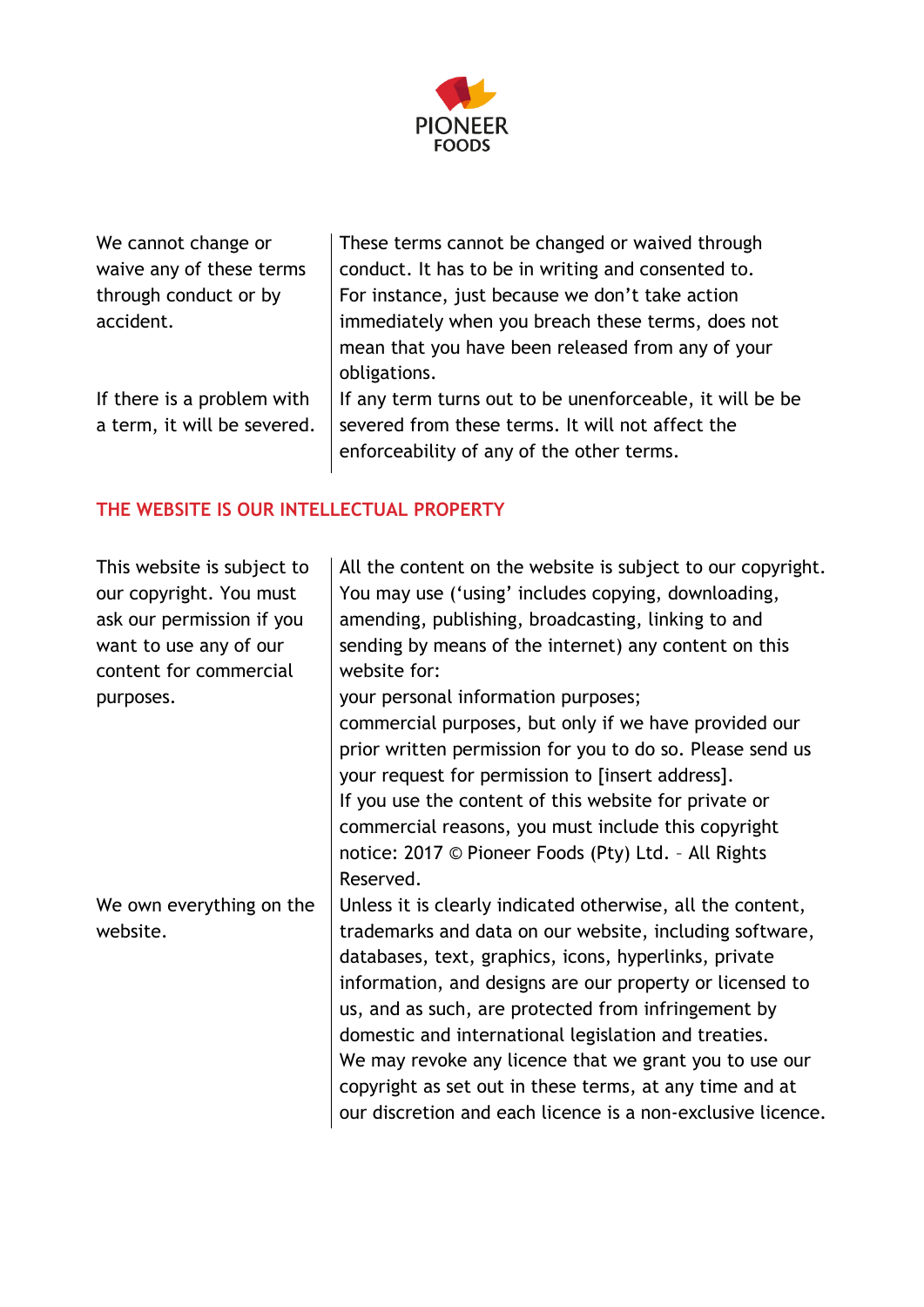| | |
|---|---|
| We cannot change or waive any of these terms through conduct or by accident. | These terms cannot be changed or waived through conduct. It has to be in writing and consented to. For instance, just because we don't take action immediately when you breach these terms, does not mean that you have been released from any of your obligations. |
| If there is a problem with a term, it will be severed. | If any term turns out to be unenforceable, it will be be severed from these terms. It will not affect the enforceability of any of the other terms. |

## THE WEBSITE IS OUR INTELLECTUAL PROPERTY

| | |
|---|---|
| This website is subject to our copyright. You must ask our permission if you want to use any of our content for commercial purposes. | All the content on the website is subject to our copyright. You may use ('using' includes copying, downloading, amending, publishing, broadcasting, linking to and sending by means of the internet) any content on this website for:<br>your personal information purposes;<br>commercial purposes, but only if we have provided our prior written permission for you to do so. Please send us your request for permission to [insert address].<br>If you use the content of this website for private or commercial reasons, you must include this copyright notice: 2017 © Pioneer Foods (Pty) Ltd. – All Rights Reserved. |
| We own everything on the website. | Unless it is clearly indicated otherwise, all the content, trademarks and data on our website, including software, databases, text, graphics, icons, hyperlinks, private information, and designs are our property or licensed to us, and as such, are protected from infringement by domestic and international legislation and treaties.<br>We may revoke any licence that we grant you to use our copyright as set out in these terms, at any time and at our discretion and each licence is a non-exclusive licence. |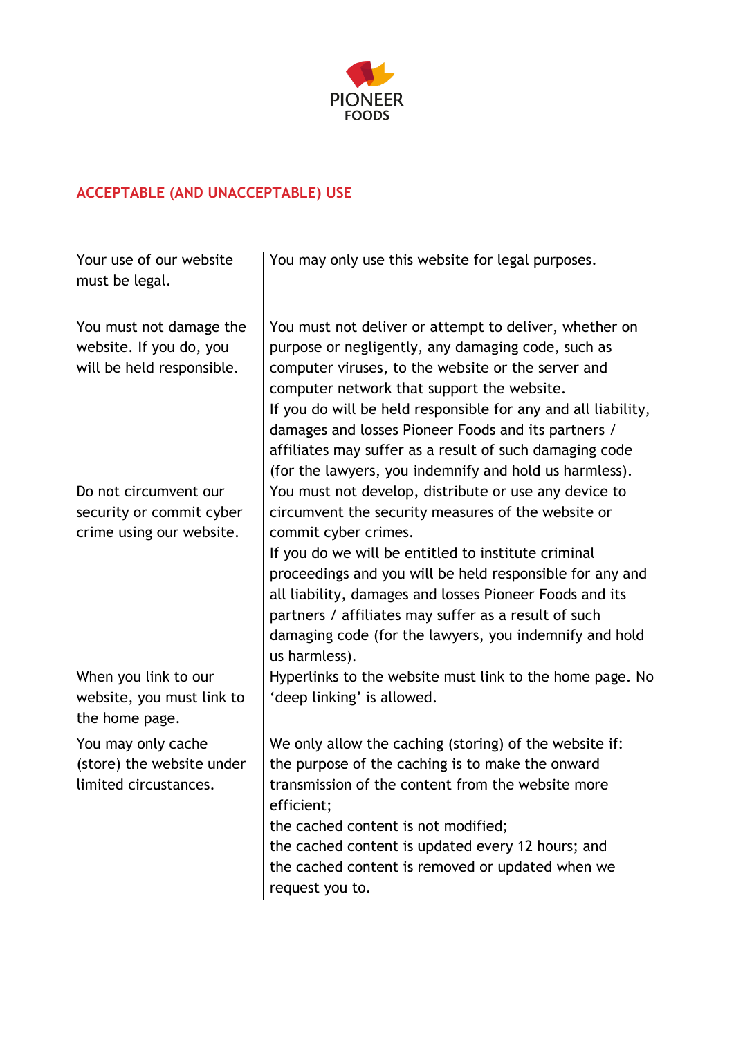## ACCEPTABLE (AND UNACCEPTABLE) USE

| | |
|---|---|
| Your use of our website must be legal. | You may only use this website for legal purposes. |
| You must not damage the website. If you do, you will be held responsible. | You must not deliver or attempt to deliver, whether on purpose or negligently, any damaging code, such as computer viruses, to the website or the server and computer network that support the website.<br>If you do will be held responsible for any and all liability, damages and losses Pioneer Foods and its partners / affiliates may suffer as a result of such damaging code (for the lawyers, you indemnify and hold us harmless). |
| Do not circumvent our security or commit cyber crime using our website. | You must not develop, distribute or use any device to circumvent the security measures of the website or commit cyber crimes.<br>If you do we will be entitled to institute criminal proceedings and you will be held responsible for any and all liability, damages and losses Pioneer Foods and its partners / affiliates may suffer as a result of such damaging code (for the lawyers, you indemnify and hold us harmless). |
| When you link to our website, you must link to the home page. | Hyperlinks to the website must link to the home page. No 'deep linking' is allowed. |
| You may only cache (store) the website under limited circumstances. | We only allow the caching (storing) of the website if:<br>the purpose of the caching is to make the onward transmission of the content from the website more efficient;<br>the cached content is not modified;<br>the cached content is updated every 12 hours; and<br>the cached content is removed or updated when we request you to. |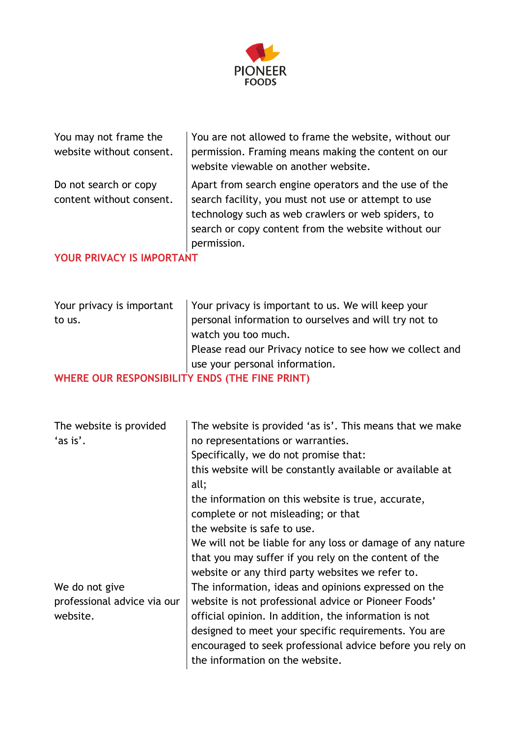| | |
|---|---|
| You may not frame the website without consent. | You are not allowed to frame the website, without our permission. Framing means making the content on our website viewable on another website. |
| Do not search or copy content without consent. | Apart from search engine operators and the use of the search facility, you must not use or attempt to use technology such as web crawlers or web spiders, to search or copy content from the website without our permission. |

## YOUR PRIVACY IS IMPORTANT

| | |
|---|---|
| Your privacy is important to us. | Your privacy is important to us. We will keep your personal information to ourselves and will try not to watch you too much.<br>Please read our Privacy notice to see how we collect and use your personal information. |

## WHERE OUR RESPONSIBILITY ENDS (THE FINE PRINT)

| | |
|---|---|
| The website is provided 'as is'. | The website is provided 'as is'. This means that we make no representations or warranties.<br>Specifically, we do not promise that:<br>this website will be constantly available or available at all;<br>the information on this website is true, accurate, complete or not misleading; or that<br>the website is safe to use.<br>We will not be liable for any loss or damage of any nature that you may suffer if you rely on the content of the website or any third party websites we refer to. |
| We do not give professional advice via our website. | The information, ideas and opinions expressed on the website is not professional advice or Pioneer Foods' official opinion. In addition, the information is not designed to meet your specific requirements. You are encouraged to seek professional advice before you rely on the information on the website. |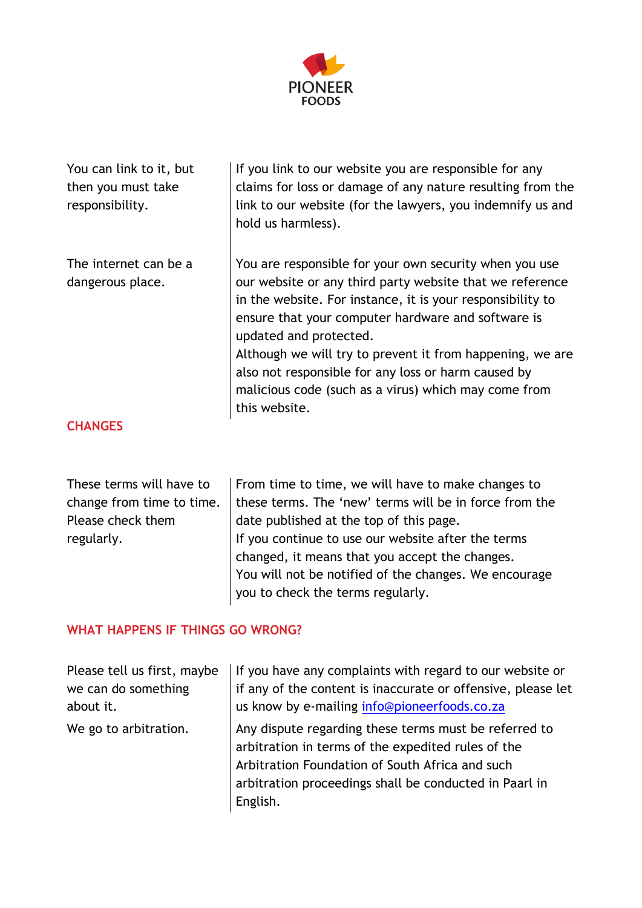| | |
|---|---|
| You can link to it, but then you must take responsibility. | If you link to our website you are responsible for any claims for loss or damage of any nature resulting from the link to our website (for the lawyers, you indemnify us and hold us harmless). |
| The internet can be a dangerous place. | You are responsible for your own security when you use our website or any third party website that we reference in the website. For instance, it is your responsibility to ensure that your computer hardware and software is updated and protected.<br>Although we will try to prevent it from happening, we are also not responsible for any loss or harm caused by malicious code (such as a virus) which may come from this website. |

## CHANGES

| | |
|---|---|
| These terms will have to change from time to time. Please check them regularly. | From time to time, we will have to make changes to these terms. The 'new' terms will be in force from the date published at the top of this page.<br>If you continue to use our website after the terms changed, it means that you accept the changes.<br>You will not be notified of the changes. We encourage you to check the terms regularly. |

## WHAT HAPPENS IF THINGS GO WRONG?

| | |
|---|---|
| Please tell us first, maybe we can do something about it. | If you have any complaints with regard to our website or if any of the content is inaccurate or offensive, please let us know by e-mailing info@pioneerfoods.co.za |
| We go to arbitration. | Any dispute regarding these terms must be referred to arbitration in terms of the expedited rules of the Arbitration Foundation of South Africa and such arbitration proceedings shall be conducted in Paarl in English. |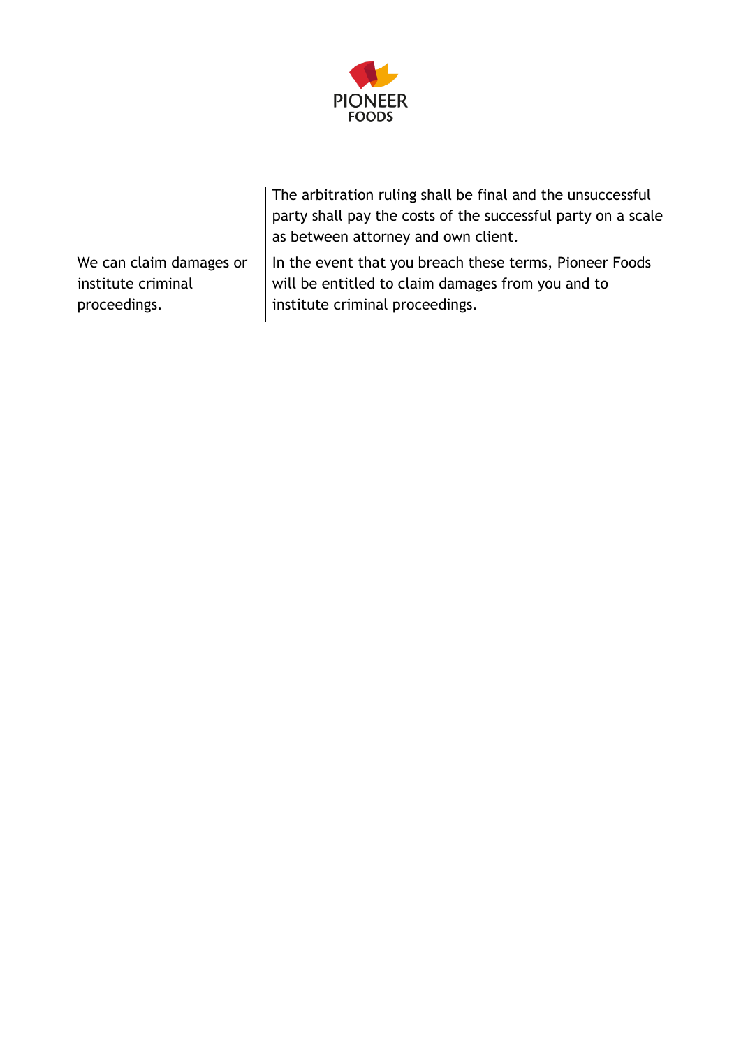| | |
|---|---|
| | The arbitration ruling shall be final and the unsuccessful party shall pay the costs of the successful party on a scale as between attorney and own client. |
| We can claim damages or institute criminal proceedings. | In the event that you breach these terms, Pioneer Foods will be entitled to claim damages from you and to institute criminal proceedings. |